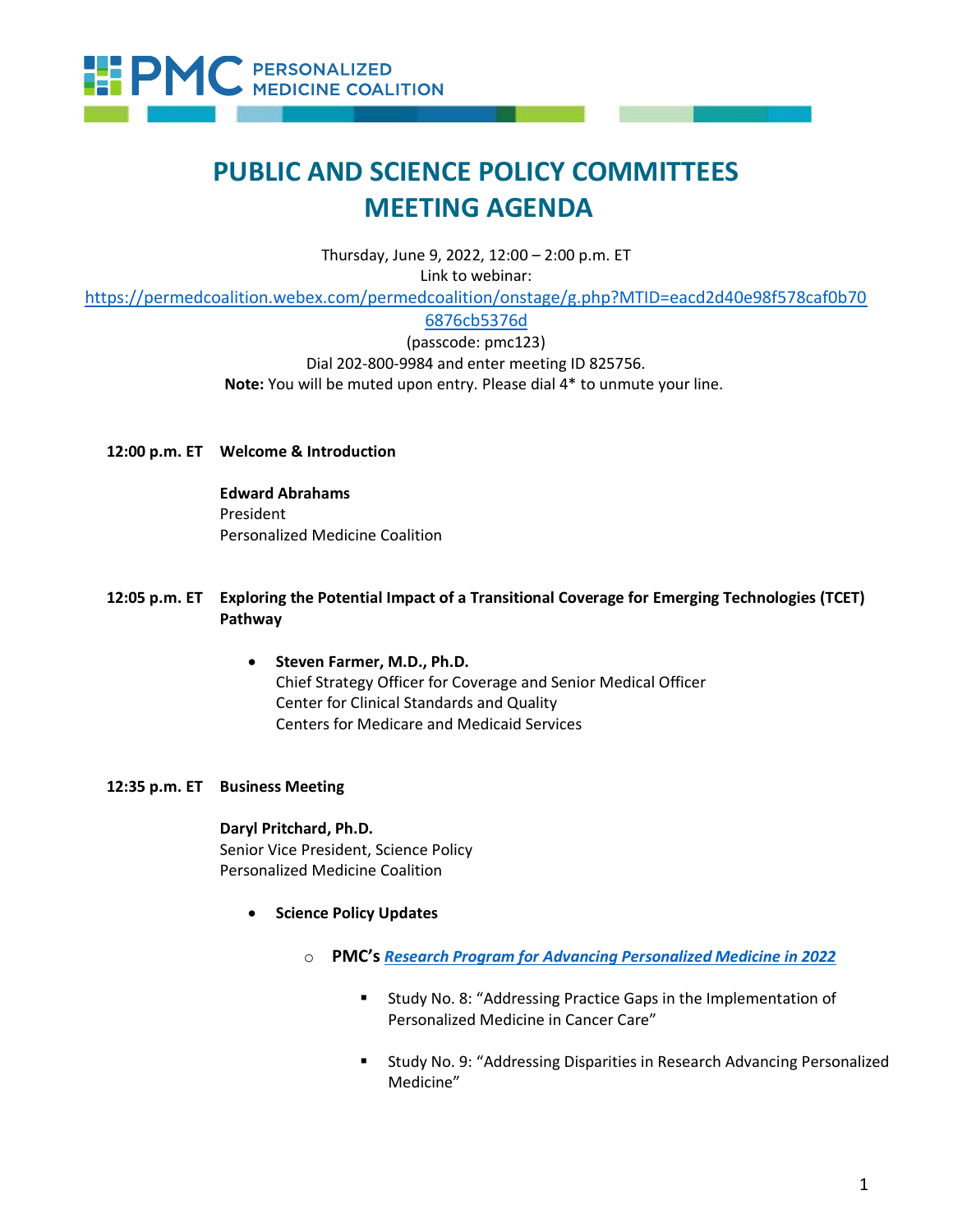# PUBLIC AND SCIENCE POLICY COMMITTEES MEETING AGENDA

Thursday, June 9, 2022, 12:00 – 2:00 p.m. ET
Link to webinar:
https://permedcoalition.webex.com/permedcoalition/onstage/g.php?MTID=eacd2d40e98f578caf0b706876cb5376d
(passcode: pmc123)
Dial 202-800-9984 and enter meeting ID 825756.
**Note:** You will be muted upon entry. Please dial 4* to unmute your line.

**12:00 p.m. ET** **Welcome & Introduction**

**Edward Abrahams**
President
Personalized Medicine Coalition

**12:05 p.m. ET** **Exploring the Potential Impact of a Transitional Coverage for Emerging Technologies (TCET) Pathway**

- **Steven Farmer, M.D., Ph.D.**
  Chief Strategy Officer for Coverage and Senior Medical Officer
  Center for Clinical Standards and Quality
  Centers for Medicare and Medicaid Services

**12:35 p.m. ET** **Business Meeting**

**Daryl Pritchard, Ph.D.**
Senior Vice President, Science Policy
Personalized Medicine Coalition

- **Science Policy Updates**
  - **PMC's *Research Program for Advancing Personalized Medicine in 2022***
    - Study No. 8: "Addressing Practice Gaps in the Implementation of Personalized Medicine in Cancer Care"
    - Study No. 9: "Addressing Disparities in Research Advancing Personalized Medicine"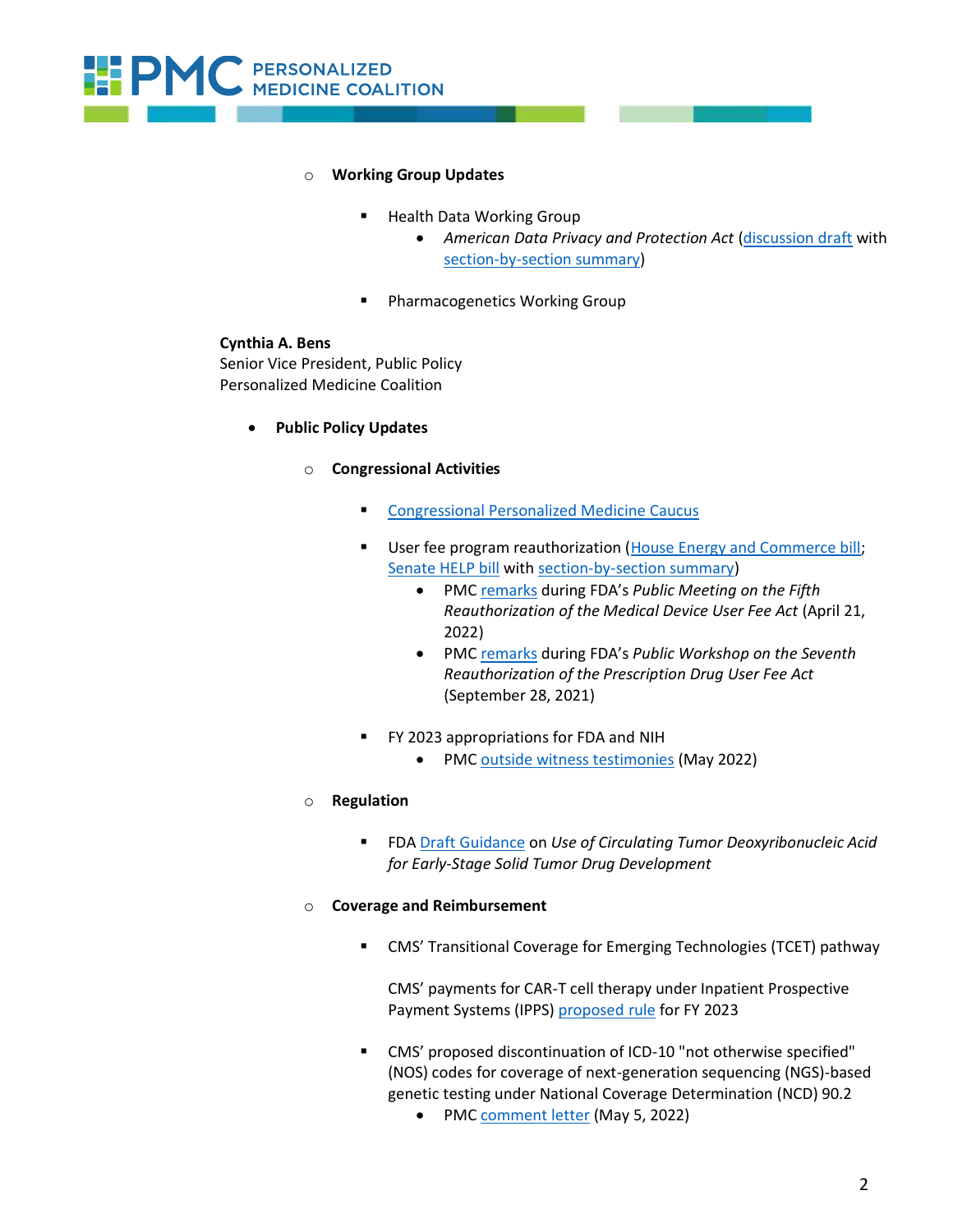- Working Group Updates

  - Health Data Working Group
    - *American Data Privacy and Protection Act* (discussion draft with section-by-section summary)

  - Pharmacogenetics Working Group

**Cynthia A. Bens**
Senior Vice President, Public Policy
Personalized Medicine Coalition

- **Public Policy Updates**

  - **Congressional Activities**

    - Congressional Personalized Medicine Caucus

    - User fee program reauthorization (House Energy and Commerce bill; Senate HELP bill with section-by-section summary)
      - PMC remarks during FDA's *Public Meeting on the Fifth Reauthorization of the Medical Device User Fee Act* (April 21, 2022)
      - PMC remarks during FDA's *Public Workshop on the Seventh Reauthorization of the Prescription Drug User Fee Act* (September 28, 2021)

    - FY 2023 appropriations for FDA and NIH
      - PMC outside witness testimonies (May 2022)

  - **Regulation**

    - FDA Draft Guidance on *Use of Circulating Tumor Deoxyribonucleic Acid for Early-Stage Solid Tumor Drug Development*

  - **Coverage and Reimbursement**

    - CMS' Transitional Coverage for Emerging Technologies (TCET) pathway

      CMS' payments for CAR-T cell therapy under Inpatient Prospective Payment Systems (IPPS) proposed rule for FY 2023

    - CMS' proposed discontinuation of ICD-10 "not otherwise specified" (NOS) codes for coverage of next-generation sequencing (NGS)-based genetic testing under National Coverage Determination (NCD) 90.2
      - PMC comment letter (May 5, 2022)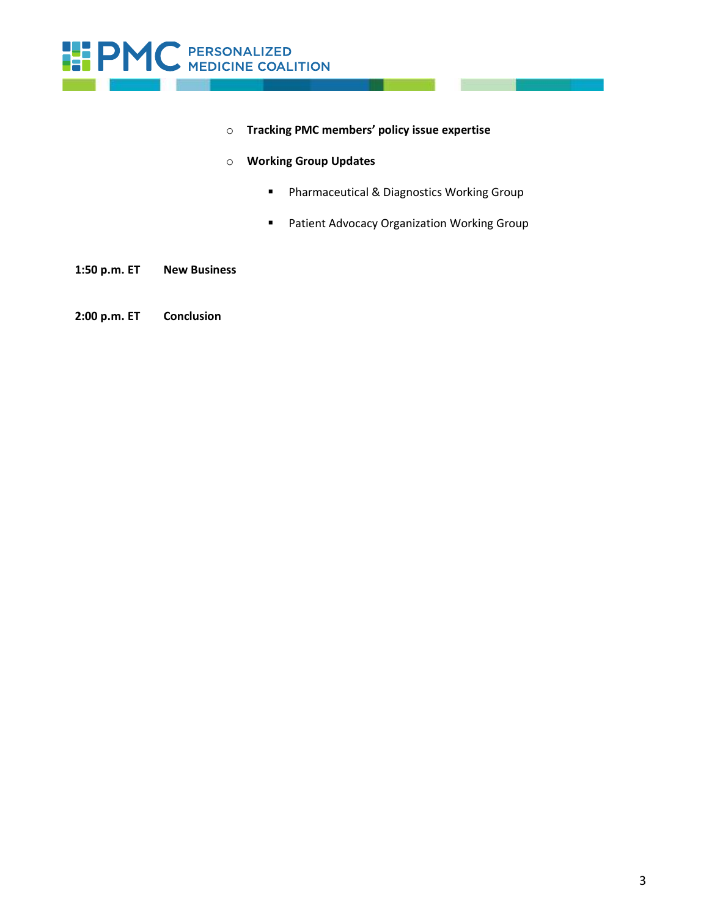- **Tracking PMC members' policy issue expertise**
- **Working Group Updates**
  - Pharmaceutical & Diagnostics Working Group
  - Patient Advocacy Organization Working Group

**1:50 p.m. ET** **New Business**

**2:00 p.m. ET** **Conclusion**